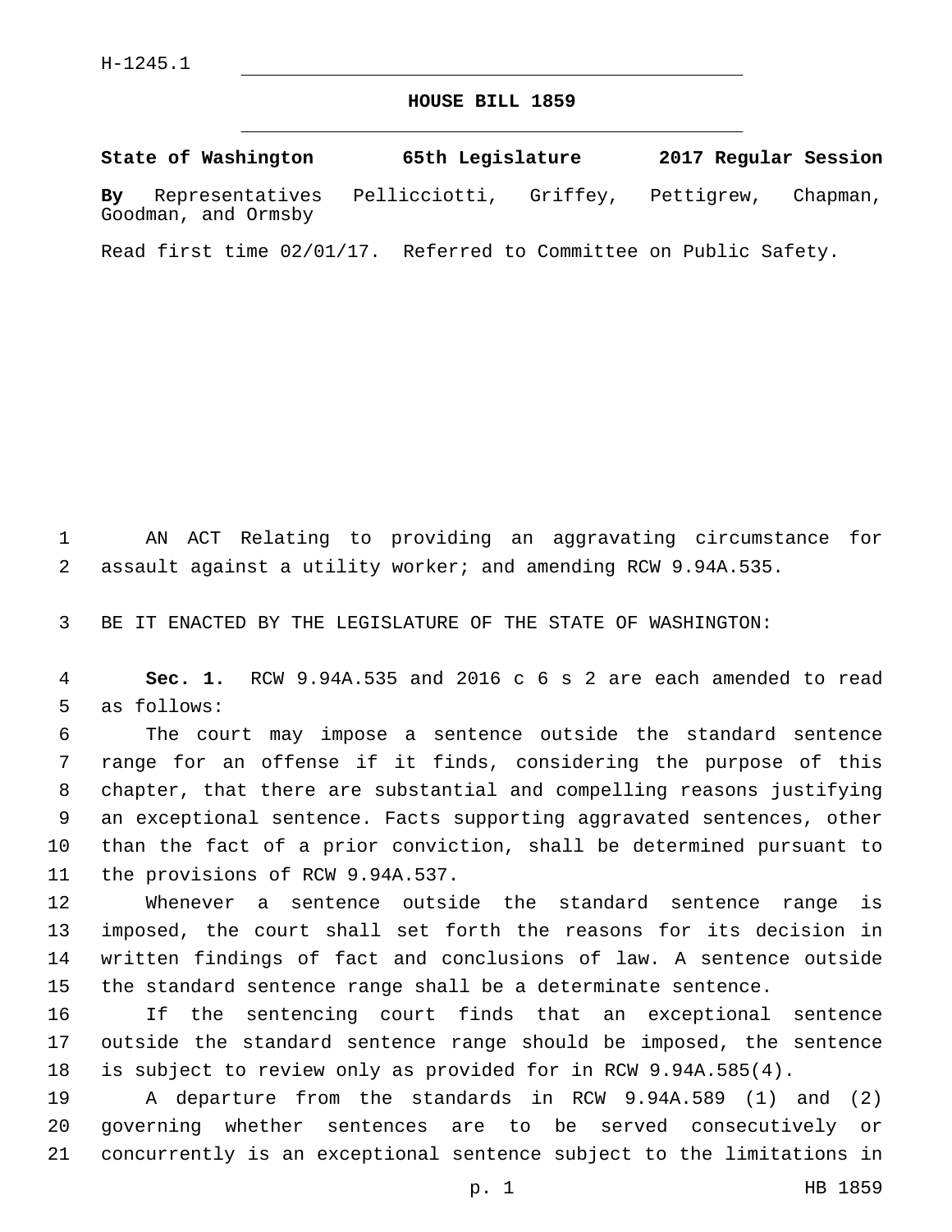H-1245.1

# HOUSE BILL 1859

**State of Washington 65th Legislature 2017 Regular Session**

**By** Representatives Pellicciotti, Griffey, Pettigrew, Chapman, Goodman, and Ormsby

Read first time 02/01/17. Referred to Committee on Public Safety.

AN ACT Relating to providing an aggravating circumstance for assault against a utility worker; and amending RCW 9.94A.535.

BE IT ENACTED BY THE LEGISLATURE OF THE STATE OF WASHINGTON:

**Sec. 1.** RCW 9.94A.535 and 2016 c 6 s 2 are each amended to read as follows:

The court may impose a sentence outside the standard sentence range for an offense if it finds, considering the purpose of this chapter, that there are substantial and compelling reasons justifying an exceptional sentence. Facts supporting aggravated sentences, other than the fact of a prior conviction, shall be determined pursuant to the provisions of RCW 9.94A.537.

Whenever a sentence outside the standard sentence range is imposed, the court shall set forth the reasons for its decision in written findings of fact and conclusions of law. A sentence outside the standard sentence range shall be a determinate sentence.

If the sentencing court finds that an exceptional sentence outside the standard sentence range should be imposed, the sentence is subject to review only as provided for in RCW 9.94A.585(4).

A departure from the standards in RCW 9.94A.589 (1) and (2) governing whether sentences are to be served consecutively or concurrently is an exceptional sentence subject to the limitations in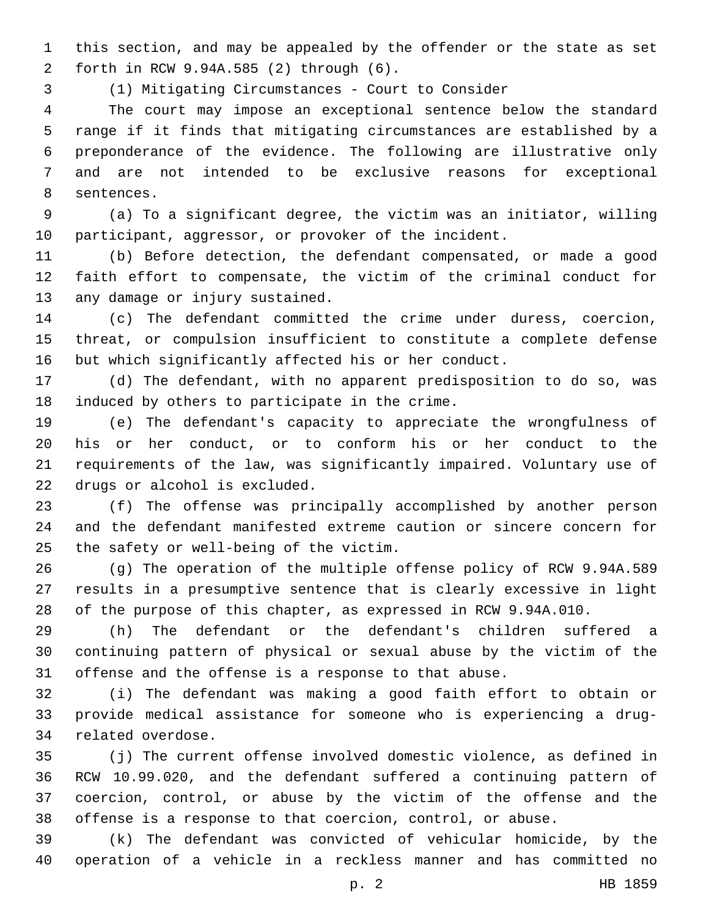this section, and may be appealed by the offender or the state as set forth in RCW 9.94A.585 (2) through (6).

(1) Mitigating Circumstances - Court to Consider

The court may impose an exceptional sentence below the standard range if it finds that mitigating circumstances are established by a preponderance of the evidence. The following are illustrative only and are not intended to be exclusive reasons for exceptional sentences.

(a) To a significant degree, the victim was an initiator, willing participant, aggressor, or provoker of the incident.

(b) Before detection, the defendant compensated, or made a good faith effort to compensate, the victim of the criminal conduct for any damage or injury sustained.

(c) The defendant committed the crime under duress, coercion, threat, or compulsion insufficient to constitute a complete defense but which significantly affected his or her conduct.

(d) The defendant, with no apparent predisposition to do so, was induced by others to participate in the crime.

(e) The defendant's capacity to appreciate the wrongfulness of his or her conduct, or to conform his or her conduct to the requirements of the law, was significantly impaired. Voluntary use of drugs or alcohol is excluded.

(f) The offense was principally accomplished by another person and the defendant manifested extreme caution or sincere concern for the safety or well-being of the victim.

(g) The operation of the multiple offense policy of RCW 9.94A.589 results in a presumptive sentence that is clearly excessive in light of the purpose of this chapter, as expressed in RCW 9.94A.010.

(h) The defendant or the defendant's children suffered a continuing pattern of physical or sexual abuse by the victim of the offense and the offense is a response to that abuse.

(i) The defendant was making a good faith effort to obtain or provide medical assistance for someone who is experiencing a drug-related overdose.

(j) The current offense involved domestic violence, as defined in RCW 10.99.020, and the defendant suffered a continuing pattern of coercion, control, or abuse by the victim of the offense and the offense is a response to that coercion, control, or abuse.

(k) The defendant was convicted of vehicular homicide, by the operation of a vehicle in a reckless manner and has committed no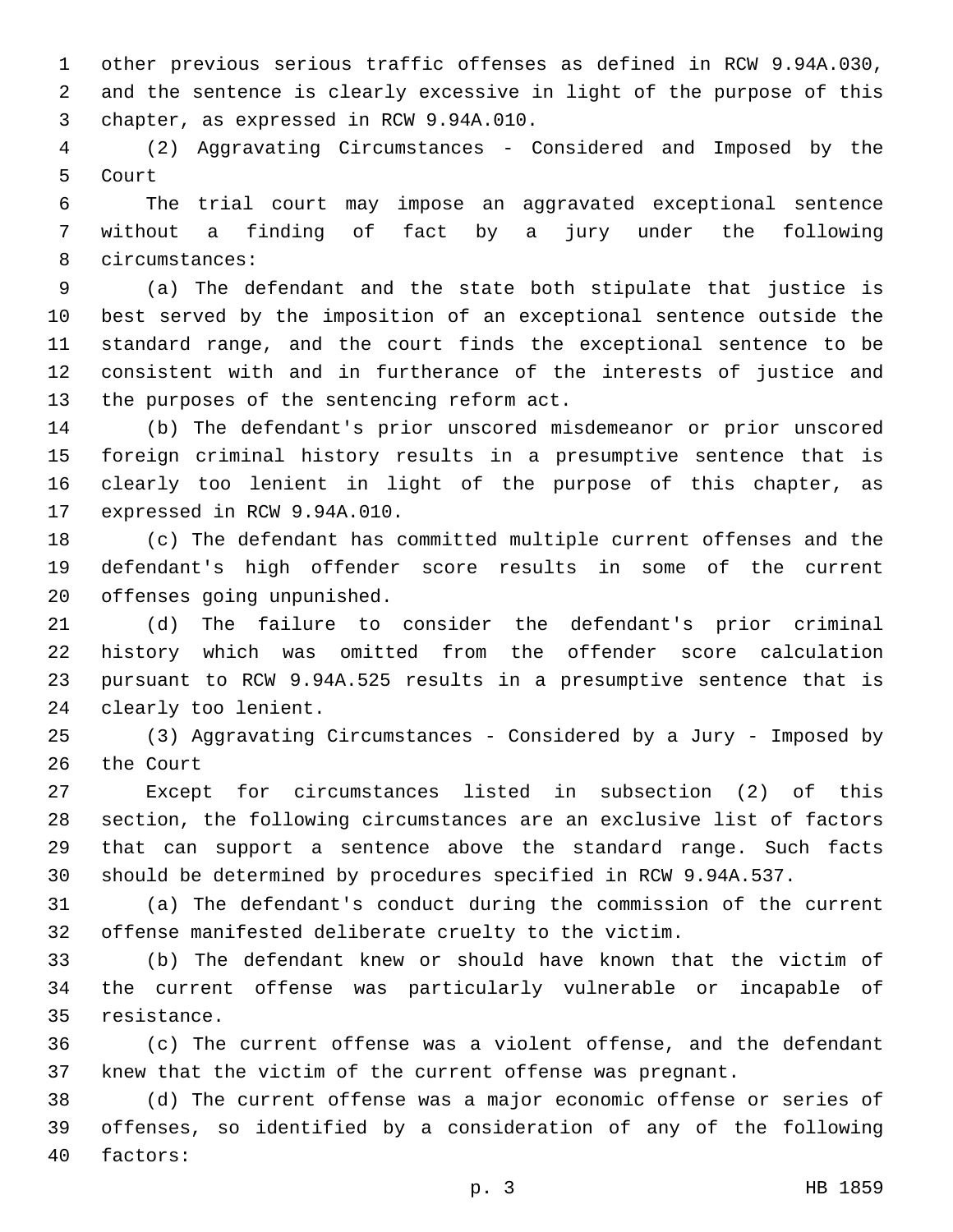other previous serious traffic offenses as defined in RCW 9.94A.030, and the sentence is clearly excessive in light of the purpose of this chapter, as expressed in RCW 9.94A.010.

(2) Aggravating Circumstances - Considered and Imposed by the Court

The trial court may impose an aggravated exceptional sentence without a finding of fact by a jury under the following circumstances:

(a) The defendant and the state both stipulate that justice is best served by the imposition of an exceptional sentence outside the standard range, and the court finds the exceptional sentence to be consistent with and in furtherance of the interests of justice and the purposes of the sentencing reform act.

(b) The defendant's prior unscored misdemeanor or prior unscored foreign criminal history results in a presumptive sentence that is clearly too lenient in light of the purpose of this chapter, as expressed in RCW 9.94A.010.

(c) The defendant has committed multiple current offenses and the defendant's high offender score results in some of the current offenses going unpunished.

(d) The failure to consider the defendant's prior criminal history which was omitted from the offender score calculation pursuant to RCW 9.94A.525 results in a presumptive sentence that is clearly too lenient.

(3) Aggravating Circumstances - Considered by a Jury - Imposed by the Court

Except for circumstances listed in subsection (2) of this section, the following circumstances are an exclusive list of factors that can support a sentence above the standard range. Such facts should be determined by procedures specified in RCW 9.94A.537.

(a) The defendant's conduct during the commission of the current offense manifested deliberate cruelty to the victim.

(b) The defendant knew or should have known that the victim of the current offense was particularly vulnerable or incapable of resistance.

(c) The current offense was a violent offense, and the defendant knew that the victim of the current offense was pregnant.

(d) The current offense was a major economic offense or series of offenses, so identified by a consideration of any of the following factors: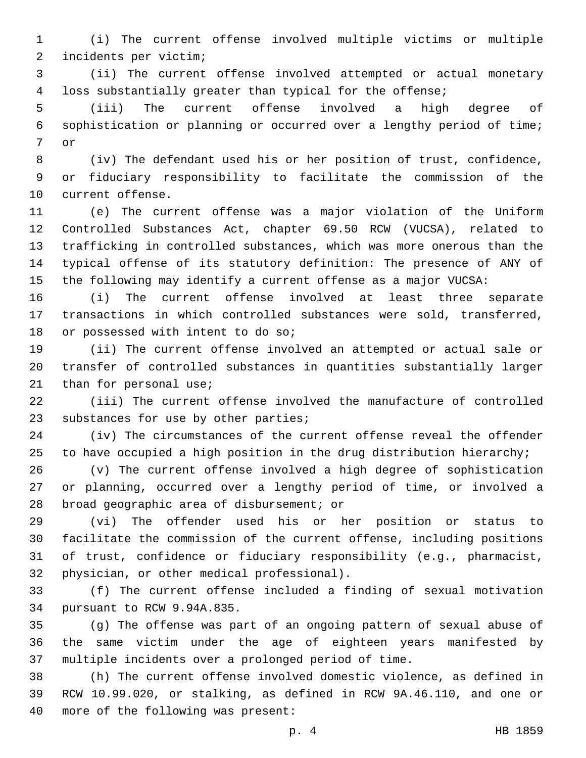(i) The current offense involved multiple victims or multiple incidents per victim;

(ii) The current offense involved attempted or actual monetary loss substantially greater than typical for the offense;

(iii) The current offense involved a high degree of sophistication or planning or occurred over a lengthy period of time; or

(iv) The defendant used his or her position of trust, confidence, or fiduciary responsibility to facilitate the commission of the current offense.

(e) The current offense was a major violation of the Uniform Controlled Substances Act, chapter 69.50 RCW (VUCSA), related to trafficking in controlled substances, which was more onerous than the typical offense of its statutory definition: The presence of ANY of the following may identify a current offense as a major VUCSA:

(i) The current offense involved at least three separate transactions in which controlled substances were sold, transferred, or possessed with intent to do so;

(ii) The current offense involved an attempted or actual sale or transfer of controlled substances in quantities substantially larger than for personal use;

(iii) The current offense involved the manufacture of controlled substances for use by other parties;

(iv) The circumstances of the current offense reveal the offender to have occupied a high position in the drug distribution hierarchy;

(v) The current offense involved a high degree of sophistication or planning, occurred over a lengthy period of time, or involved a broad geographic area of disbursement; or

(vi) The offender used his or her position or status to facilitate the commission of the current offense, including positions of trust, confidence or fiduciary responsibility (e.g., pharmacist, physician, or other medical professional).

(f) The current offense included a finding of sexual motivation pursuant to RCW 9.94A.835.

(g) The offense was part of an ongoing pattern of sexual abuse of the same victim under the age of eighteen years manifested by multiple incidents over a prolonged period of time.

(h) The current offense involved domestic violence, as defined in RCW 10.99.020, or stalking, as defined in RCW 9A.46.110, and one or more of the following was present: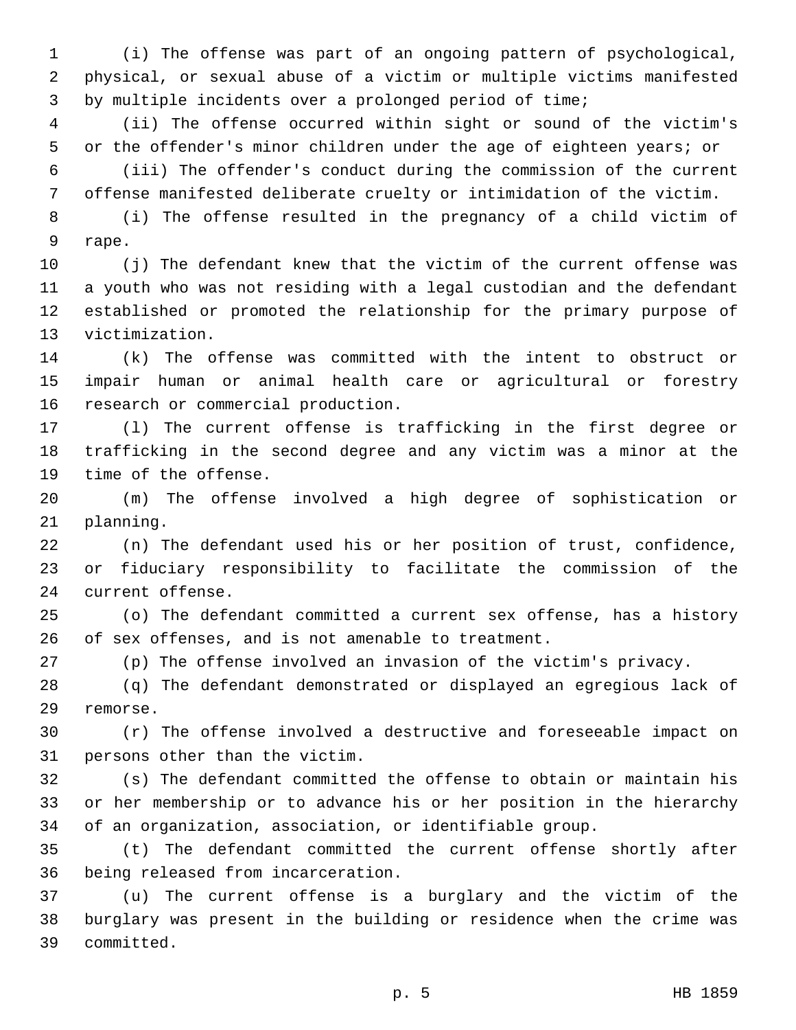(i) The offense was part of an ongoing pattern of psychological, physical, or sexual abuse of a victim or multiple victims manifested by multiple incidents over a prolonged period of time;

(ii) The offense occurred within sight or sound of the victim's or the offender's minor children under the age of eighteen years; or

(iii) The offender's conduct during the commission of the current offense manifested deliberate cruelty or intimidation of the victim.

(i) The offense resulted in the pregnancy of a child victim of rape.

(j) The defendant knew that the victim of the current offense was a youth who was not residing with a legal custodian and the defendant established or promoted the relationship for the primary purpose of victimization.

(k) The offense was committed with the intent to obstruct or impair human or animal health care or agricultural or forestry research or commercial production.

(l) The current offense is trafficking in the first degree or trafficking in the second degree and any victim was a minor at the time of the offense.

(m) The offense involved a high degree of sophistication or planning.

(n) The defendant used his or her position of trust, confidence, or fiduciary responsibility to facilitate the commission of the current offense.

(o) The defendant committed a current sex offense, has a history of sex offenses, and is not amenable to treatment.

(p) The offense involved an invasion of the victim's privacy.

(q) The defendant demonstrated or displayed an egregious lack of remorse.

(r) The offense involved a destructive and foreseeable impact on persons other than the victim.

(s) The defendant committed the offense to obtain or maintain his or her membership or to advance his or her position in the hierarchy of an organization, association, or identifiable group.

(t) The defendant committed the current offense shortly after being released from incarceration.

(u) The current offense is a burglary and the victim of the burglary was present in the building or residence when the crime was committed.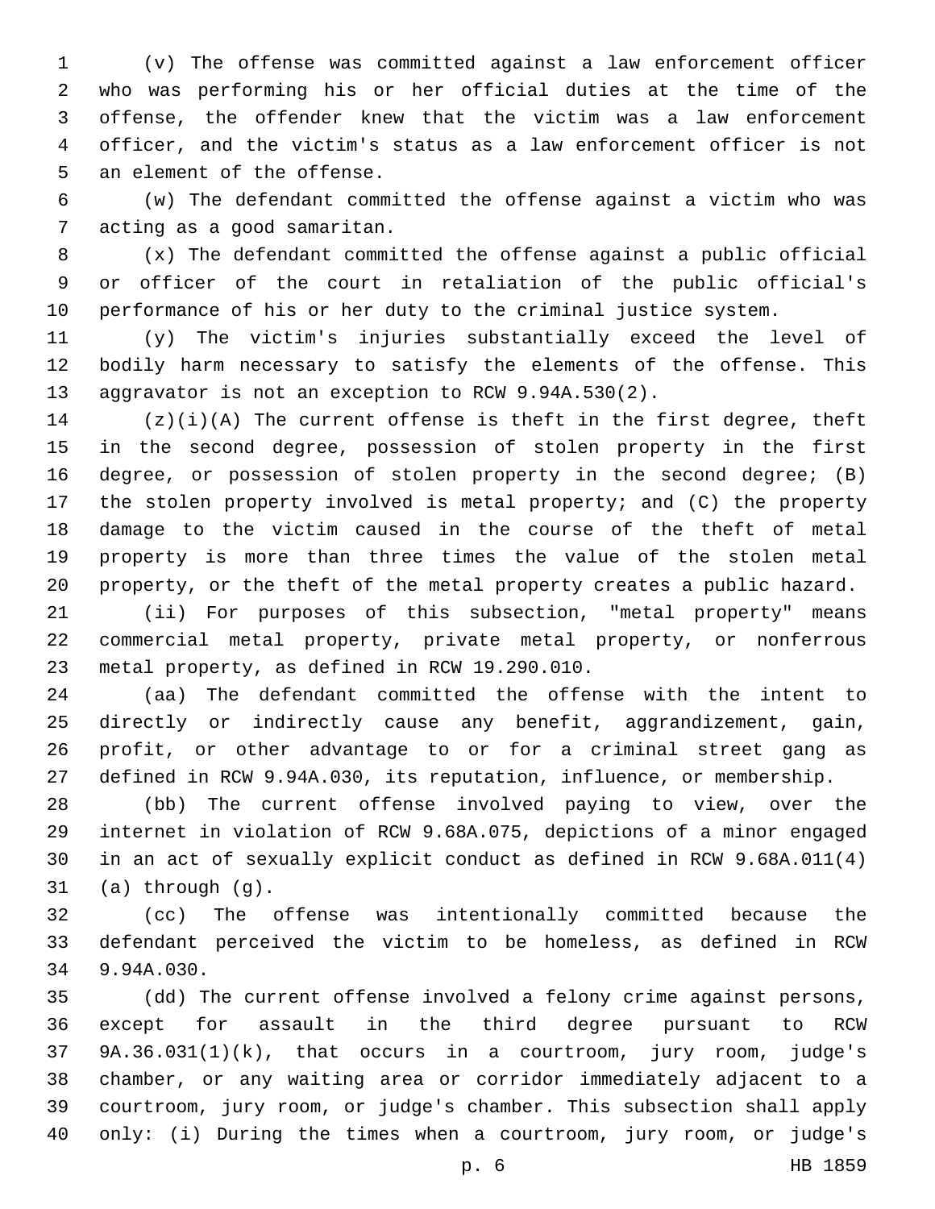(v) The offense was committed against a law enforcement officer who was performing his or her official duties at the time of the offense, the offender knew that the victim was a law enforcement officer, and the victim's status as a law enforcement officer is not an element of the offense.

(w) The defendant committed the offense against a victim who was acting as a good samaritan.

(x) The defendant committed the offense against a public official or officer of the court in retaliation of the public official's performance of his or her duty to the criminal justice system.

(y) The victim's injuries substantially exceed the level of bodily harm necessary to satisfy the elements of the offense. This aggravator is not an exception to RCW 9.94A.530(2).

(z)(i)(A) The current offense is theft in the first degree, theft in the second degree, possession of stolen property in the first degree, or possession of stolen property in the second degree; (B) the stolen property involved is metal property; and (C) the property damage to the victim caused in the course of the theft of metal property is more than three times the value of the stolen metal property, or the theft of the metal property creates a public hazard.

(ii) For purposes of this subsection, "metal property" means commercial metal property, private metal property, or nonferrous metal property, as defined in RCW 19.290.010.

(aa) The defendant committed the offense with the intent to directly or indirectly cause any benefit, aggrandizement, gain, profit, or other advantage to or for a criminal street gang as defined in RCW 9.94A.030, its reputation, influence, or membership.

(bb) The current offense involved paying to view, over the internet in violation of RCW 9.68A.075, depictions of a minor engaged in an act of sexually explicit conduct as defined in RCW 9.68A.011(4) (a) through (g).

(cc) The offense was intentionally committed because the defendant perceived the victim to be homeless, as defined in RCW 9.94A.030.

(dd) The current offense involved a felony crime against persons, except for assault in the third degree pursuant to RCW 9A.36.031(1)(k), that occurs in a courtroom, jury room, judge's chamber, or any waiting area or corridor immediately adjacent to a courtroom, jury room, or judge's chamber. This subsection shall apply only: (i) During the times when a courtroom, jury room, or judge's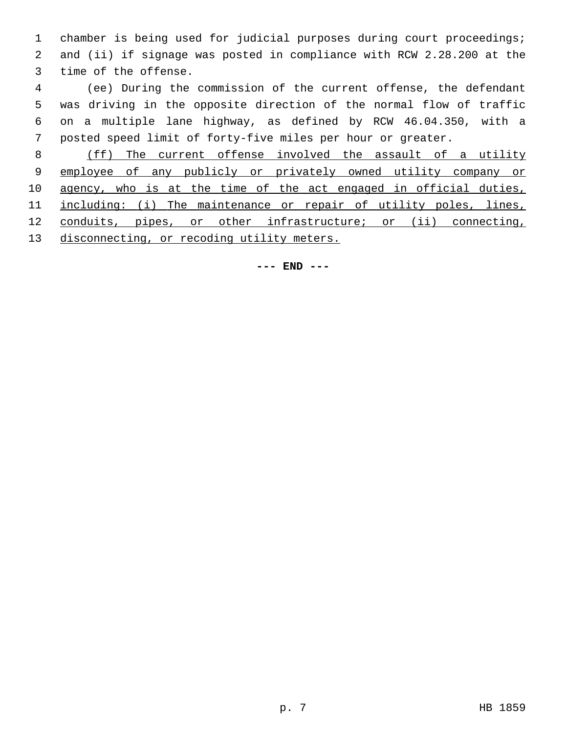chamber is being used for judicial purposes during court proceedings; and (ii) if signage was posted in compliance with RCW 2.28.200 at the time of the offense.

(ee) During the commission of the current offense, the defendant was driving in the opposite direction of the normal flow of traffic on a multiple lane highway, as defined by RCW 46.04.350, with a posted speed limit of forty-five miles per hour or greater.

(ff) The current offense involved the assault of a utility employee of any publicly or privately owned utility company or agency, who is at the time of the act engaged in official duties, including: (i) The maintenance or repair of utility poles, lines, conduits, pipes, or other infrastructure; or (ii) connecting, disconnecting, or recoding utility meters.

**--- END ---**